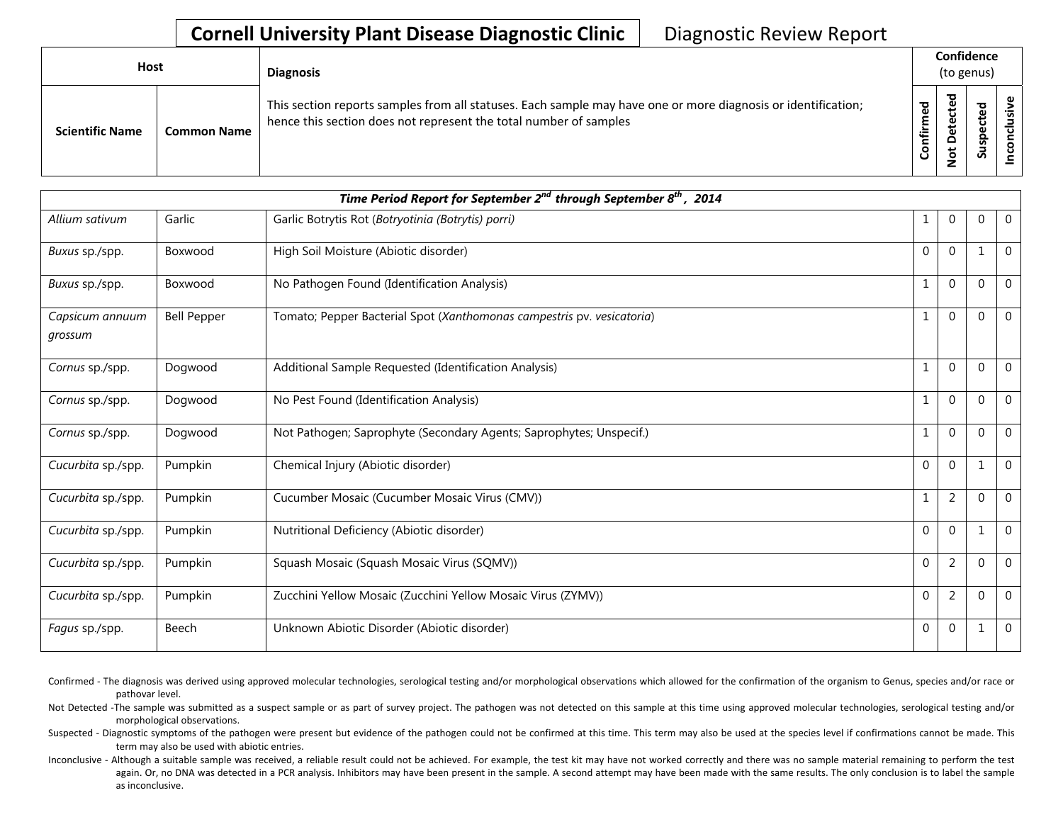# Cornell University Plant Disease Diagnostic Clinic

Diagnostic Review Report

| Host | | Diagnosis | Confidence (to genus) | | | |
|---|---|---|---|---|---|---|
| Scientific Name | Common Name | This section reports samples from all statuses. Each sample may have one or more diagnosis or identification; hence this section does not represent the total number of samples | Confirmed | Not Detected | Suspected | Inconclusive |
| ***Time Period Report for September 2nd through September 8th , 2014*** | | | | | | |
| *Allium sativum* | Garlic | Garlic Botrytis Rot (*Botryotinia (Botrytis) porri)* | 1 | 0 | 0 | 0 |
| *Buxus* sp./spp. | Boxwood | High Soil Moisture (Abiotic disorder) | 0 | 0 | 1 | 0 |
| *Buxus* sp./spp. | Boxwood | No Pathogen Found (Identification Analysis) | 1 | 0 | 0 | 0 |
| *Capsicum annuum grossum* | Bell Pepper | Tomato; Pepper Bacterial Spot (*Xanthomonas campestris* pv. *vesicatoria*) | 1 | 0 | 0 | 0 |
| *Cornus* sp./spp. | Dogwood | Additional Sample Requested (Identification Analysis) | 1 | 0 | 0 | 0 |
| *Cornus* sp./spp. | Dogwood | No Pest Found (Identification Analysis) | 1 | 0 | 0 | 0 |
| *Cornus* sp./spp. | Dogwood | Not Pathogen; Saprophyte (Secondary Agents; Saprophytes; Unspecif.) | 1 | 0 | 0 | 0 |
| *Cucurbita* sp./spp. | Pumpkin | Chemical Injury (Abiotic disorder) | 0 | 0 | 1 | 0 |
| *Cucurbita* sp./spp. | Pumpkin | Cucumber Mosaic (Cucumber Mosaic Virus (CMV)) | 1 | 2 | 0 | 0 |
| *Cucurbita* sp./spp. | Pumpkin | Nutritional Deficiency (Abiotic disorder) | 0 | 0 | 1 | 0 |
| *Cucurbita* sp./spp. | Pumpkin | Squash Mosaic (Squash Mosaic Virus (SQMV)) | 0 | 2 | 0 | 0 |
| *Cucurbita* sp./spp. | Pumpkin | Zucchini Yellow Mosaic (Zucchini Yellow Mosaic Virus (ZYMV)) | 0 | 2 | 0 | 0 |
| *Fagus* sp./spp. | Beech | Unknown Abiotic Disorder (Abiotic disorder) | 0 | 0 | 1 | 0 |

Confirmed - The diagnosis was derived using approved molecular technologies, serological testing and/or morphological observations which allowed for the confirmation of the organism to Genus, species and/or race or pathovar level.

Not Detected -The sample was submitted as a suspect sample or as part of survey project. The pathogen was not detected on this sample at this time using approved molecular technologies, serological testing and/or morphological observations.

Suspected - Diagnostic symptoms of the pathogen were present but evidence of the pathogen could not be confirmed at this time. This term may also be used at the species level if confirmations cannot be made. This term may also be used with abiotic entries.

Inconclusive - Although a suitable sample was received, a reliable result could not be achieved. For example, the test kit may have not worked correctly and there was no sample material remaining to perform the test again. Or, no DNA was detected in a PCR analysis. Inhibitors may have been present in the sample. A second attempt may have been made with the same results. The only conclusion is to label the sample as inconclusive.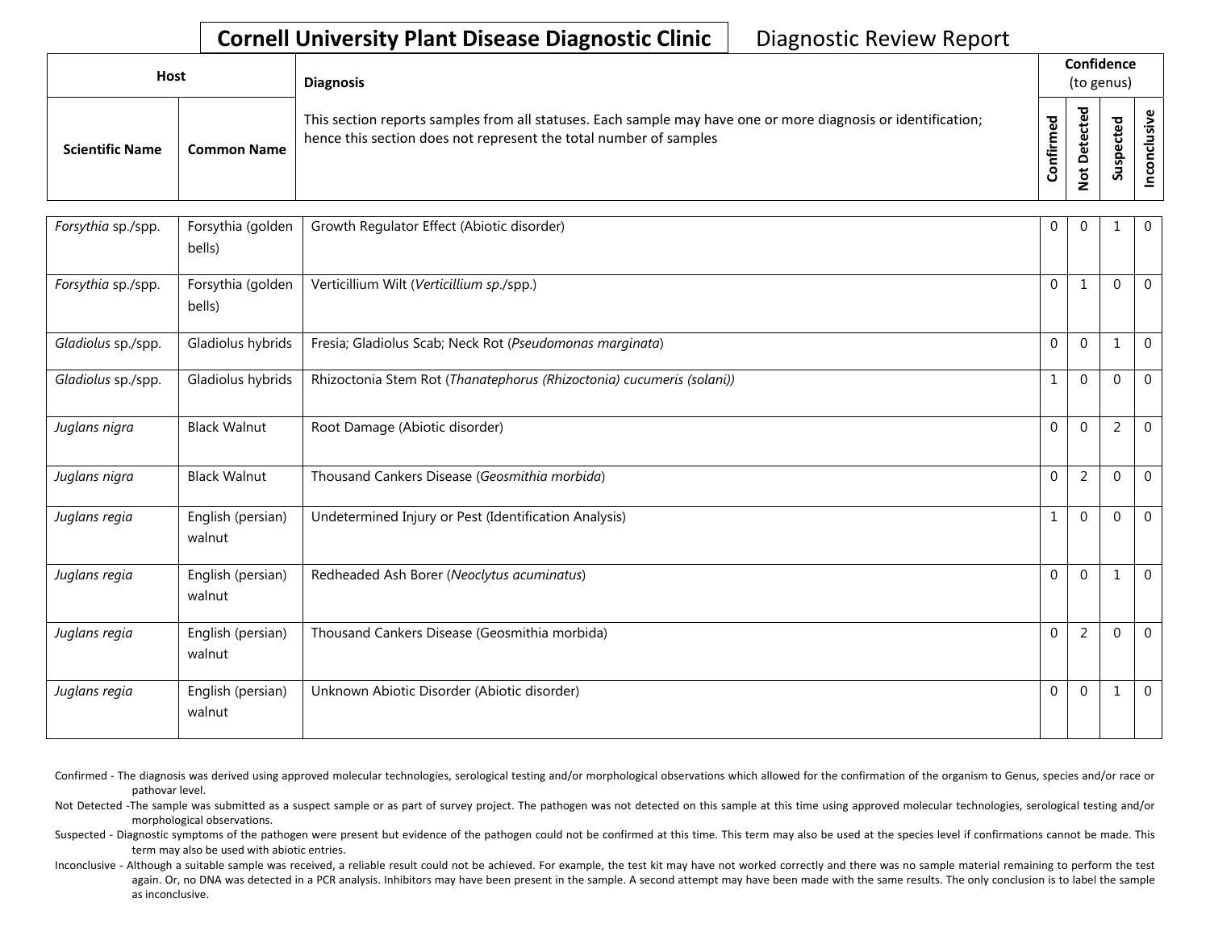# Cornell University Plant Disease Diagnostic Clinic

Diagnostic Review Report

| Host | | Diagnosis | Confidence (to genus) | | | |
|---|---|---|---|---|---|---|
| **Scientific Name** | **Common Name** | This section reports samples from all statuses. Each sample may have one or more diagnosis or identification; hence this section does not represent the total number of samples | **Confirmed** | **Not Detected** | **Suspected** | **Inconclusive** |
| *Forsythia* sp./spp. | Forsythia (golden bells) | Growth Regulator Effect (Abiotic disorder) | 0 | 0 | 1 | 0 |
| *Forsythia* sp./spp. | Forsythia (golden bells) | Verticillium Wilt (*Verticillium sp.*/spp.) | 0 | 1 | 0 | 0 |
| *Gladiolus* sp./spp. | Gladiolus hybrids | Fresia; Gladiolus Scab; Neck Rot (*Pseudomonas marginata*) | 0 | 0 | 1 | 0 |
| *Gladiolus* sp./spp. | Gladiolus hybrids | Rhizoctonia Stem Rot (*Thanatephorus (Rhizoctonia) cucumeris (solani)*) | 1 | 0 | 0 | 0 |
| *Juglans nigra* | Black Walnut | Root Damage (Abiotic disorder) | 0 | 0 | 2 | 0 |
| *Juglans nigra* | Black Walnut | Thousand Cankers Disease (*Geosmithia morbida*) | 0 | 2 | 0 | 0 |
| *Juglans regia* | English (persian) walnut | Undetermined Injury or Pest (Identification Analysis) | 1 | 0 | 0 | 0 |
| *Juglans regia* | English (persian) walnut | Redheaded Ash Borer (*Neoclytus acuminatus*) | 0 | 0 | 1 | 0 |
| *Juglans regia* | English (persian) walnut | Thousand Cankers Disease (Geosmithia morbida) | 0 | 2 | 0 | 0 |
| *Juglans regia* | English (persian) walnut | Unknown Abiotic Disorder (Abiotic disorder) | 0 | 0 | 1 | 0 |

Confirmed - The diagnosis was derived using approved molecular technologies, serological testing and/or morphological observations which allowed for the confirmation of the organism to Genus, species and/or race or pathovar level.

Not Detected -The sample was submitted as a suspect sample or as part of survey project. The pathogen was not detected on this sample at this time using approved molecular technologies, serological testing and/or morphological observations.

Suspected - Diagnostic symptoms of the pathogen were present but evidence of the pathogen could not be confirmed at this time. This term may also be used at the species level if confirmations cannot be made. This term may also be used with abiotic entries.

Inconclusive - Although a suitable sample was received, a reliable result could not be achieved. For example, the test kit may have not worked correctly and there was no sample material remaining to perform the test again. Or, no DNA was detected in a PCR analysis. Inhibitors may have been present in the sample. A second attempt may have been made with the same results. The only conclusion is to label the sample as inconclusive.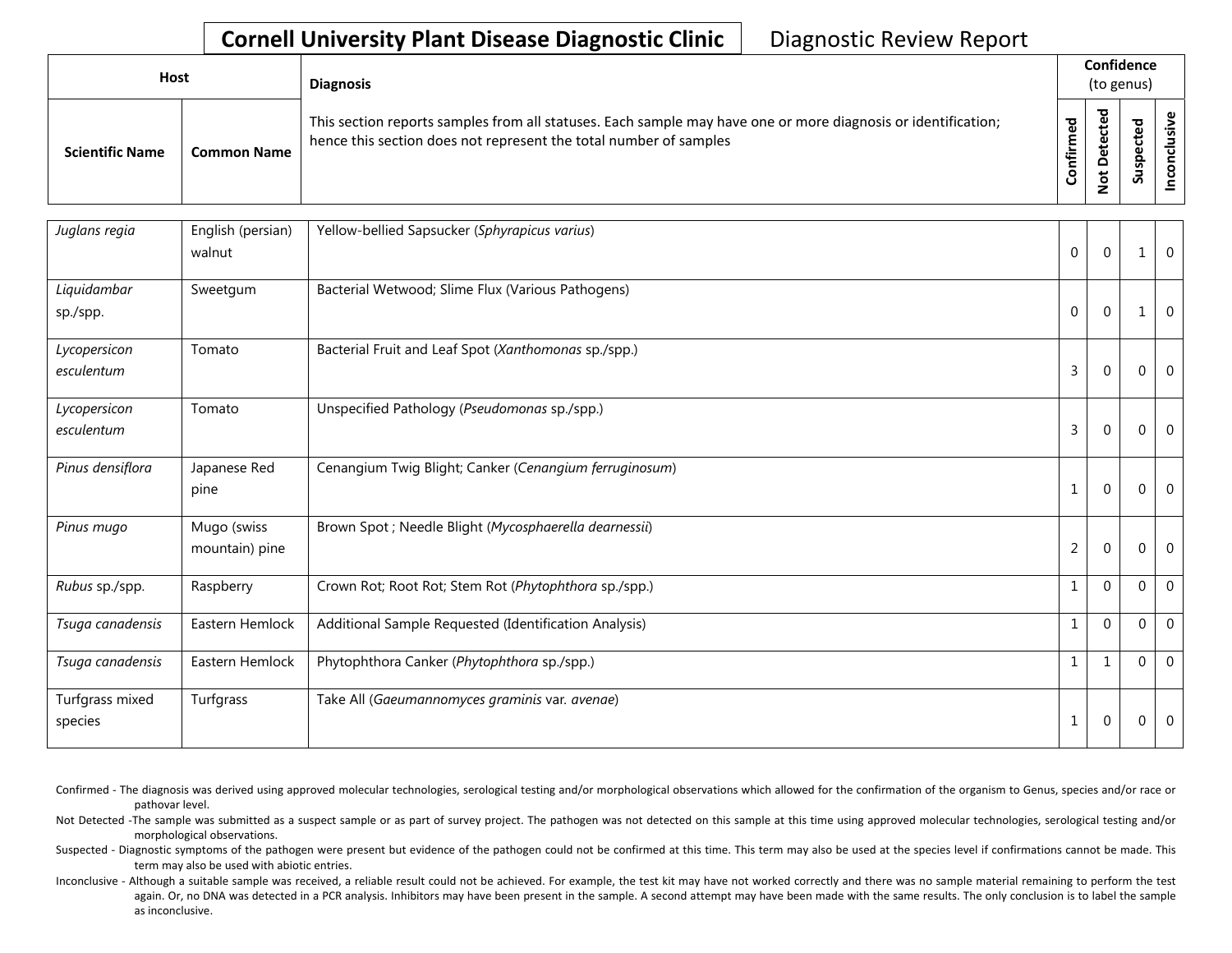**Cornell University Plant Disease Diagnostic Clinic** Diagnostic Review Report

| Host | | Diagnosis | Confidence (to genus) | | | |
|---|---|---|---|---|---|---|
| Scientific Name | Common Name | This section reports samples from all statuses. Each sample may have one or more diagnosis or identification; hence this section does not represent the total number of samples | Confirmed | Not Detected | Suspected | Inconclusive |
| *Juglans regia* | English (persian) walnut | Yellow-bellied Sapsucker (*Sphyrapicus varius*) | 0 | 0 | 1 | 0 |
| *Liquidambar* sp./spp. | Sweetgum | Bacterial Wetwood; Slime Flux (Various Pathogens) | 0 | 0 | 1 | 0 |
| *Lycopersicon esculentum* | Tomato | Bacterial Fruit and Leaf Spot (*Xanthomonas* sp./spp.) | 3 | 0 | 0 | 0 |
| *Lycopersicon esculentum* | Tomato | Unspecified Pathology (*Pseudomonas* sp./spp.) | 3 | 0 | 0 | 0 |
| *Pinus densiflora* | Japanese Red pine | Cenangium Twig Blight; Canker (*Cenangium ferruginosum*) | 1 | 0 | 0 | 0 |
| *Pinus mugo* | Mugo (swiss mountain) pine | Brown Spot ; Needle Blight (*Mycosphaerella dearnessii*) | 2 | 0 | 0 | 0 |
| *Rubus* sp./spp. | Raspberry | Crown Rot; Root Rot; Stem Rot (*Phytophthora* sp./spp.) | 1 | 0 | 0 | 0 |
| *Tsuga canadensis* | Eastern Hemlock | Additional Sample Requested (Identification Analysis) | 1 | 0 | 0 | 0 |
| *Tsuga canadensis* | Eastern Hemlock | Phytophthora Canker (*Phytophthora* sp./spp.) | 1 | 1 | 0 | 0 |
| Turfgrass mixed species | Turfgrass | Take All (*Gaeumannomyces graminis* var. *avenae*) | 1 | 0 | 0 | 0 |

Confirmed - The diagnosis was derived using approved molecular technologies, serological testing and/or morphological observations which allowed for the confirmation of the organism to Genus, species and/or race or pathovar level.

Not Detected -The sample was submitted as a suspect sample or as part of survey project. The pathogen was not detected on this sample at this time using approved molecular technologies, serological testing and/or morphological observations.

Suspected - Diagnostic symptoms of the pathogen were present but evidence of the pathogen could not be confirmed at this time. This term may also be used at the species level if confirmations cannot be made. This term may also be used with abiotic entries.

Inconclusive - Although a suitable sample was received, a reliable result could not be achieved. For example, the test kit may have not worked correctly and there was no sample material remaining to perform the test again. Or, no DNA was detected in a PCR analysis. Inhibitors may have been present in the sample. A second attempt may have been made with the same results. The only conclusion is to label the sample as inconclusive.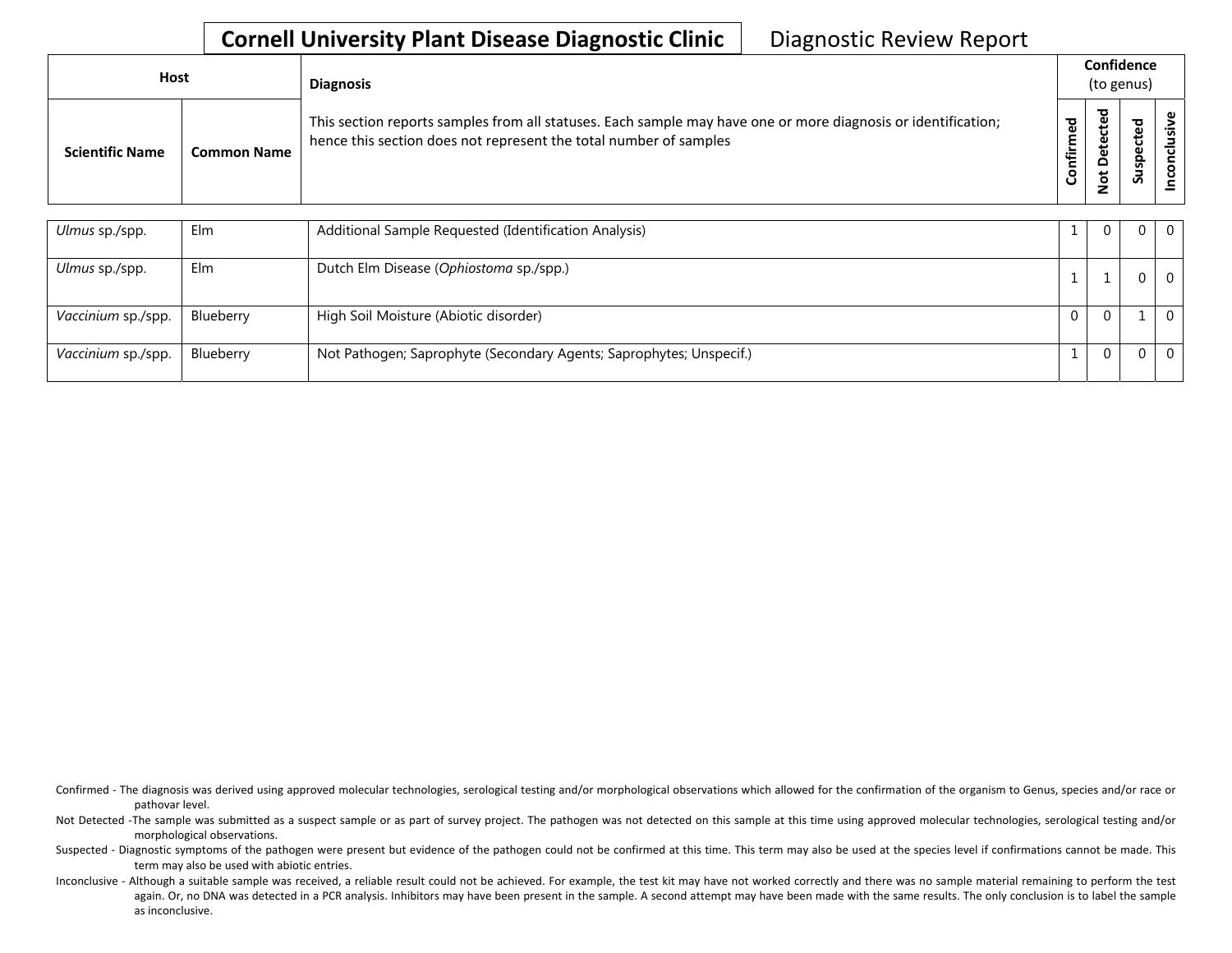## Cornell University Plant Disease Diagnostic Clinic

Diagnostic Review Report

| Host | | Diagnosis | Confidence (to genus) | | | |
|---|---|---|---|---|---|---|
| Scientific Name | Common Name | This section reports samples from all statuses. Each sample may have one or more diagnosis or identification; hence this section does not represent the total number of samples | Confirmed | Not Detected | Suspected | Inconclusive |
| *Ulmus* sp./spp. | Elm | Additional Sample Requested (Identification Analysis) | 1 | 0 | 0 | 0 |
| *Ulmus* sp./spp. | Elm | Dutch Elm Disease (*Ophiostoma* sp./spp.) | 1 | 1 | 0 | 0 |
| *Vaccinium* sp./spp. | Blueberry | High Soil Moisture (Abiotic disorder) | 0 | 0 | 1 | 0 |
| *Vaccinium* sp./spp. | Blueberry | Not Pathogen; Saprophyte (Secondary Agents; Saprophytes; Unspecif.) | 1 | 0 | 0 | 0 |

Confirmed - The diagnosis was derived using approved molecular technologies, serological testing and/or morphological observations which allowed for the confirmation of the organism to Genus, species and/or race or pathovar level.

Not Detected -The sample was submitted as a suspect sample or as part of survey project. The pathogen was not detected on this sample at this time using approved molecular technologies, serological testing and/or morphological observations.

Suspected - Diagnostic symptoms of the pathogen were present but evidence of the pathogen could not be confirmed at this time. This term may also be used at the species level if confirmations cannot be made. This term may also be used with abiotic entries.

Inconclusive - Although a suitable sample was received, a reliable result could not be achieved. For example, the test kit may have not worked correctly and there was no sample material remaining to perform the test again. Or, no DNA was detected in a PCR analysis. Inhibitors may have been present in the sample. A second attempt may have been made with the same results. The only conclusion is to label the sample as inconclusive.